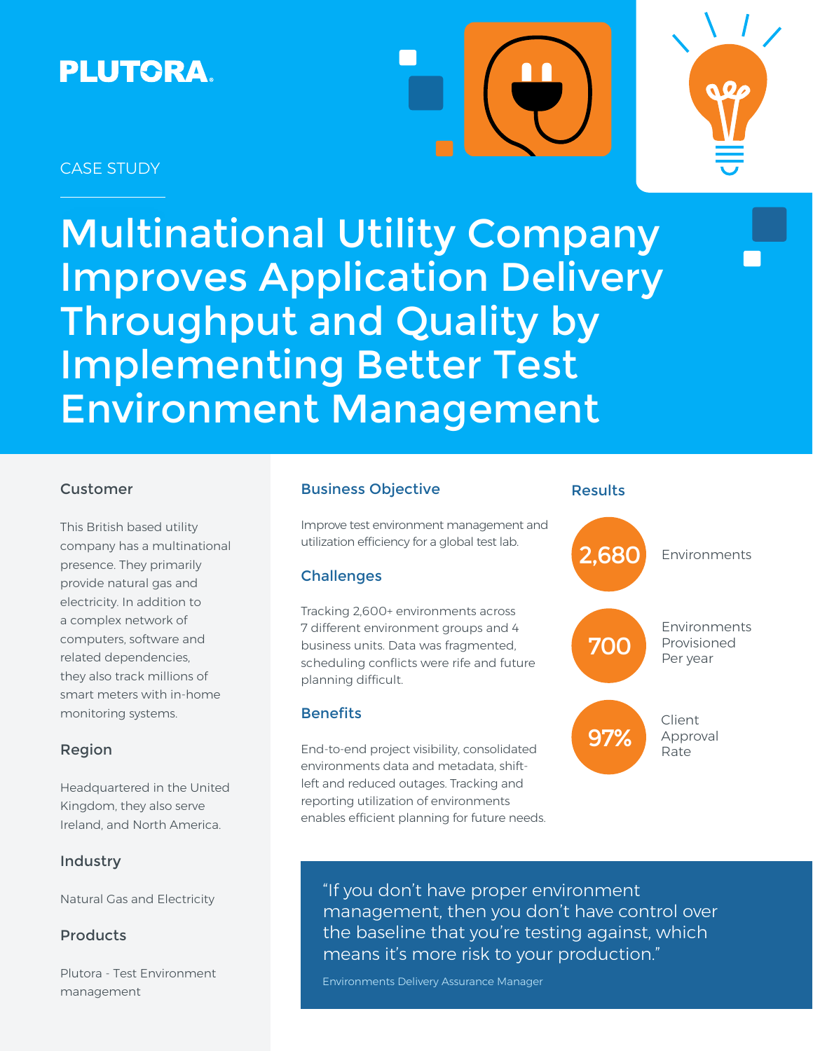PLUTORA

CASE STUDY

# Multinational Utility Company Improves Application Delivery Throughput and Quality by Implementing Better Test Environment Management

## Customer

This British based utility company has a multinational presence. They primarily provide natural gas and electricity. In addition to a complex network of computers, software and related dependencies, they also track millions of smart meters with in-home monitoring systems.

## Region

Headquartered in the United Kingdom, they also serve Ireland, and North America.

## Industry

Natural Gas and Electricity

## Products

Plutora - Test Environment management

## Business Objective

Improve test environment management and utilization efficiency for a global test lab.

## Challenges

Tracking 2,600+ environments across 7 different environment groups and 4 business units. Data was fragmented, scheduling conflicts were rife and future planning difficult.

## Benefits

End-to-end project visibility, consolidated environments data and metadata, shift-left and reduced outages. Tracking and reporting utilization of environments enables efficient planning for future needs.

## Results

- **2,680** Environments
- **700** Environments Provisioned Per year
- **97%** Client Approval Rate

> "If you don't have proper environment management, then you don't have control over the baseline that you're testing against, which means it's more risk to your production."
>
> Environments Delivery Assurance Manager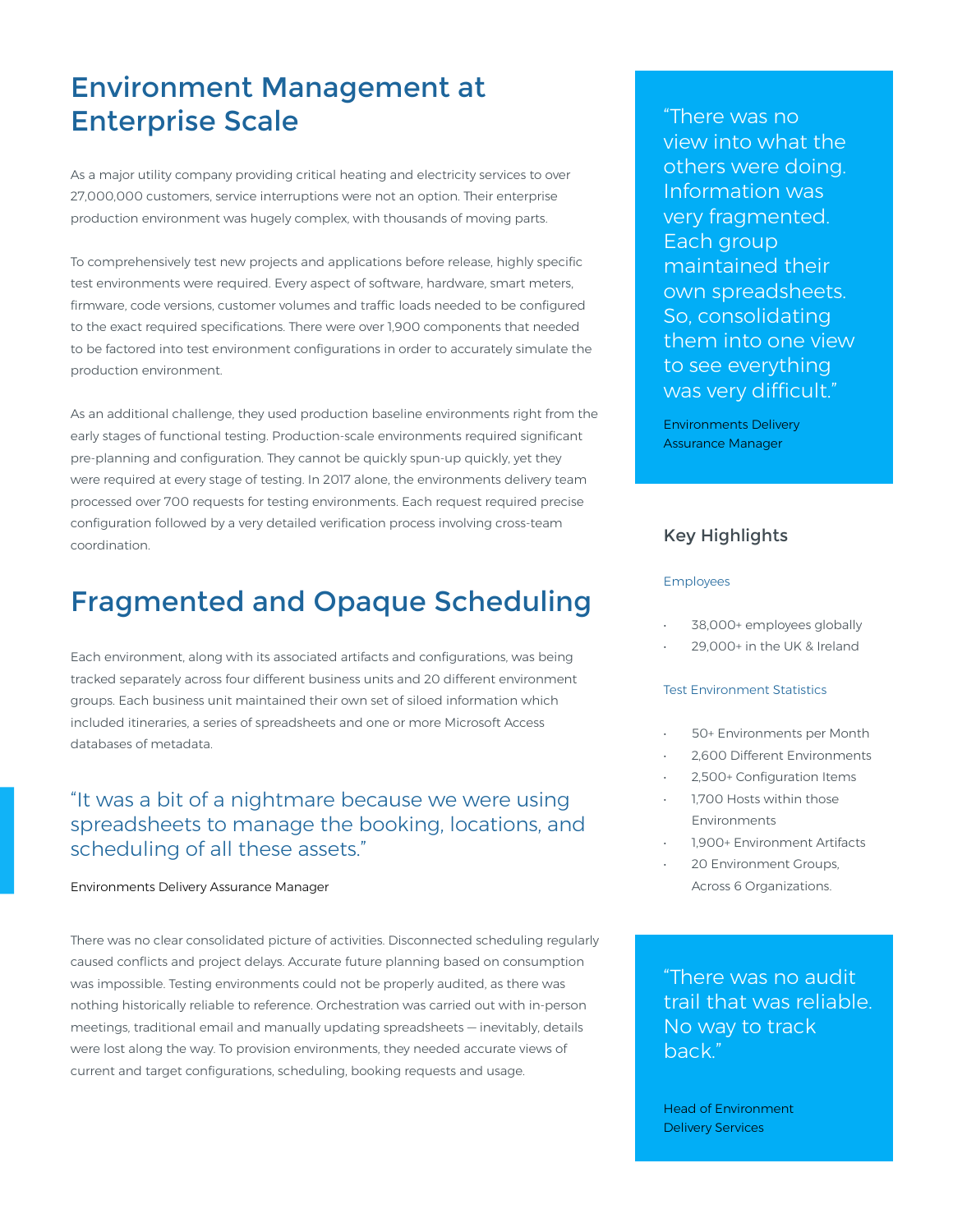# Environment Management at Enterprise Scale

As a major utility company providing critical heating and electricity services to over 27,000,000 customers, service interruptions were not an option. Their enterprise production environment was hugely complex, with thousands of moving parts.

To comprehensively test new projects and applications before release, highly specific test environments were required. Every aspect of software, hardware, smart meters, firmware, code versions, customer volumes and traffic loads needed to be configured to the exact required specifications. There were over 1,900 components that needed to be factored into test environment configurations in order to accurately simulate the production environment.

As an additional challenge, they used production baseline environments right from the early stages of functional testing. Production-scale environments required significant pre-planning and configuration. They cannot be quickly spun-up quickly, yet they were required at every stage of testing. In 2017 alone, the environments delivery team processed over 700 requests for testing environments. Each request required precise configuration followed by a very detailed verification process involving cross-team coordination.

# Fragmented and Opaque Scheduling

Each environment, along with its associated artifacts and configurations, was being tracked separately across four different business units and 20 different environment groups. Each business unit maintained their own set of siloed information which included itineraries, a series of spreadsheets and one or more Microsoft Access databases of metadata.

> "It was a bit of a nightmare because we were using spreadsheets to manage the booking, locations, and scheduling of all these assets."
>
> Environments Delivery Assurance Manager

There was no clear consolidated picture of activities. Disconnected scheduling regularly caused conflicts and project delays. Accurate future planning based on consumption was impossible. Testing environments could not be properly audited, as there was nothing historically reliable to reference. Orchestration was carried out with in-person meetings, traditional email and manually updating spreadsheets — inevitably, details were lost along the way. To provision environments, they needed accurate views of current and target configurations, scheduling, booking requests and usage.

> "There was no view into what the others were doing. Information was very fragmented. Each group maintained their own spreadsheets. So, consolidating them into one view to see everything was very difficult."
>
> Environments Delivery Assurance Manager

## Key Highlights

### Employees

- 38,000+ employees globally
- 29,000+ in the UK & Ireland

### Test Environment Statistics

- 50+ Environments per Month
- 2,600 Different Environments
- 2,500+ Configuration Items
- 1,700 Hosts within those Environments
- 1,900+ Environment Artifacts
- 20 Environment Groups, Across 6 Organizations.

> "There was no audit trail that was reliable. No way to track back."
>
> Head of Environment Delivery Services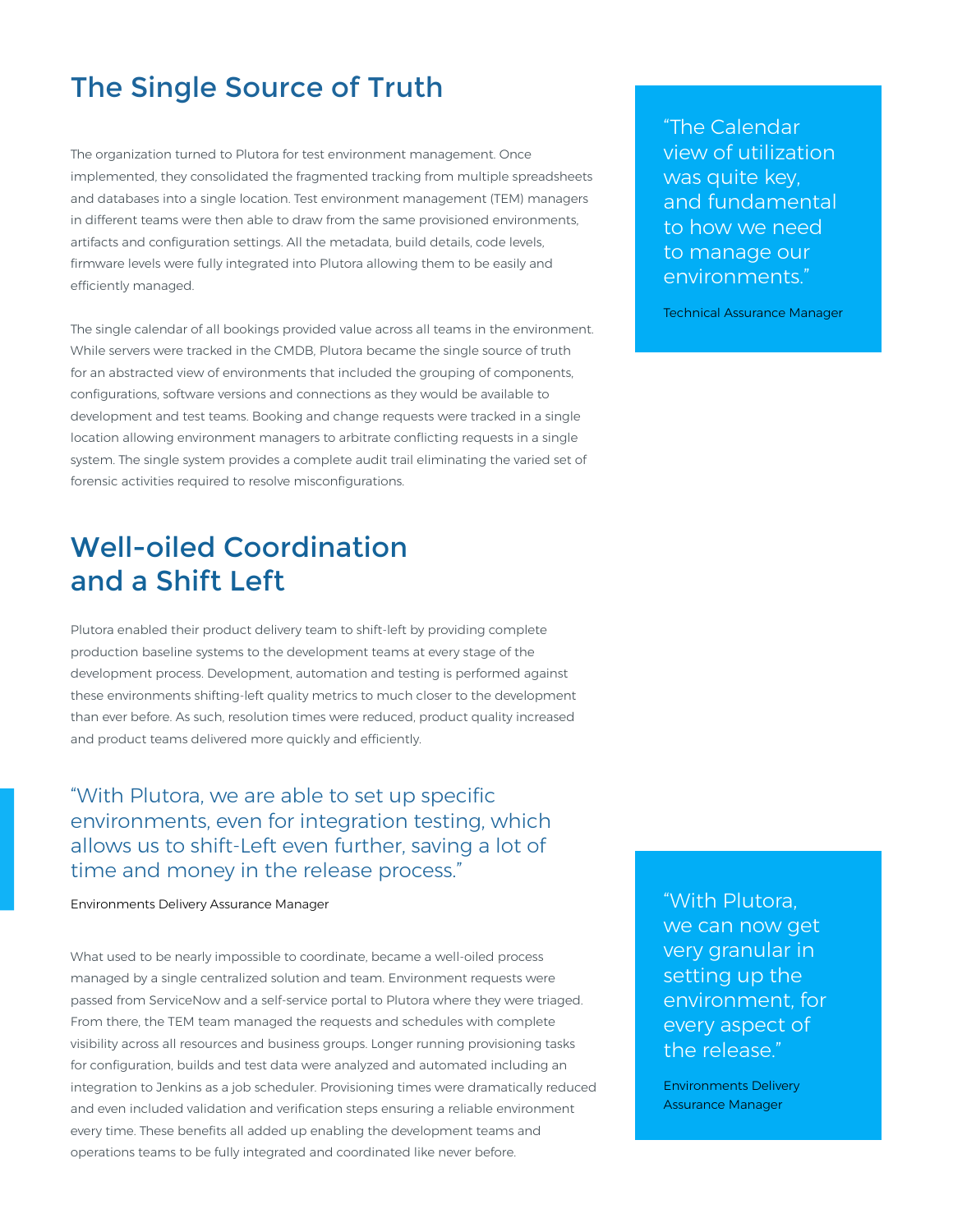## The Single Source of Truth

The organization turned to Plutora for test environment management. Once implemented, they consolidated the fragmented tracking from multiple spreadsheets and databases into a single location. Test environment management (TEM) managers in different teams were then able to draw from the same provisioned environments, artifacts and configuration settings. All the metadata, build details, code levels, firmware levels were fully integrated into Plutora allowing them to be easily and efficiently managed.

The single calendar of all bookings provided value across all teams in the environment. While servers were tracked in the CMDB, Plutora became the single source of truth for an abstracted view of environments that included the grouping of components, configurations, software versions and connections as they would be available to development and test teams. Booking and change requests were tracked in a single location allowing environment managers to arbitrate conflicting requests in a single system. The single system provides a complete audit trail eliminating the varied set of forensic activities required to resolve misconfigurations.

> "The Calendar view of utilization was quite key, and fundamental to how we need to manage our environments."
>
> Technical Assurance Manager

## Well-oiled Coordination and a Shift Left

Plutora enabled their product delivery team to shift-left by providing complete production baseline systems to the development teams at every stage of the development process. Development, automation and testing is performed against these environments shifting-left quality metrics to much closer to the development than ever before. As such, resolution times were reduced, product quality increased and product teams delivered more quickly and efficiently.

> "With Plutora, we are able to set up specific environments, even for integration testing, which allows us to shift-Left even further, saving a lot of time and money in the release process."
>
> Environments Delivery Assurance Manager

What used to be nearly impossible to coordinate, became a well-oiled process managed by a single centralized solution and team. Environment requests were passed from ServiceNow and a self-service portal to Plutora where they were triaged. From there, the TEM team managed the requests and schedules with complete visibility across all resources and business groups. Longer running provisioning tasks for configuration, builds and test data were analyzed and automated including an integration to Jenkins as a job scheduler. Provisioning times were dramatically reduced and even included validation and verification steps ensuring a reliable environment every time. These benefits all added up enabling the development teams and operations teams to be fully integrated and coordinated like never before.

> "With Plutora, we can now get very granular in setting up the environment, for every aspect of the release."
>
> Environments Delivery Assurance Manager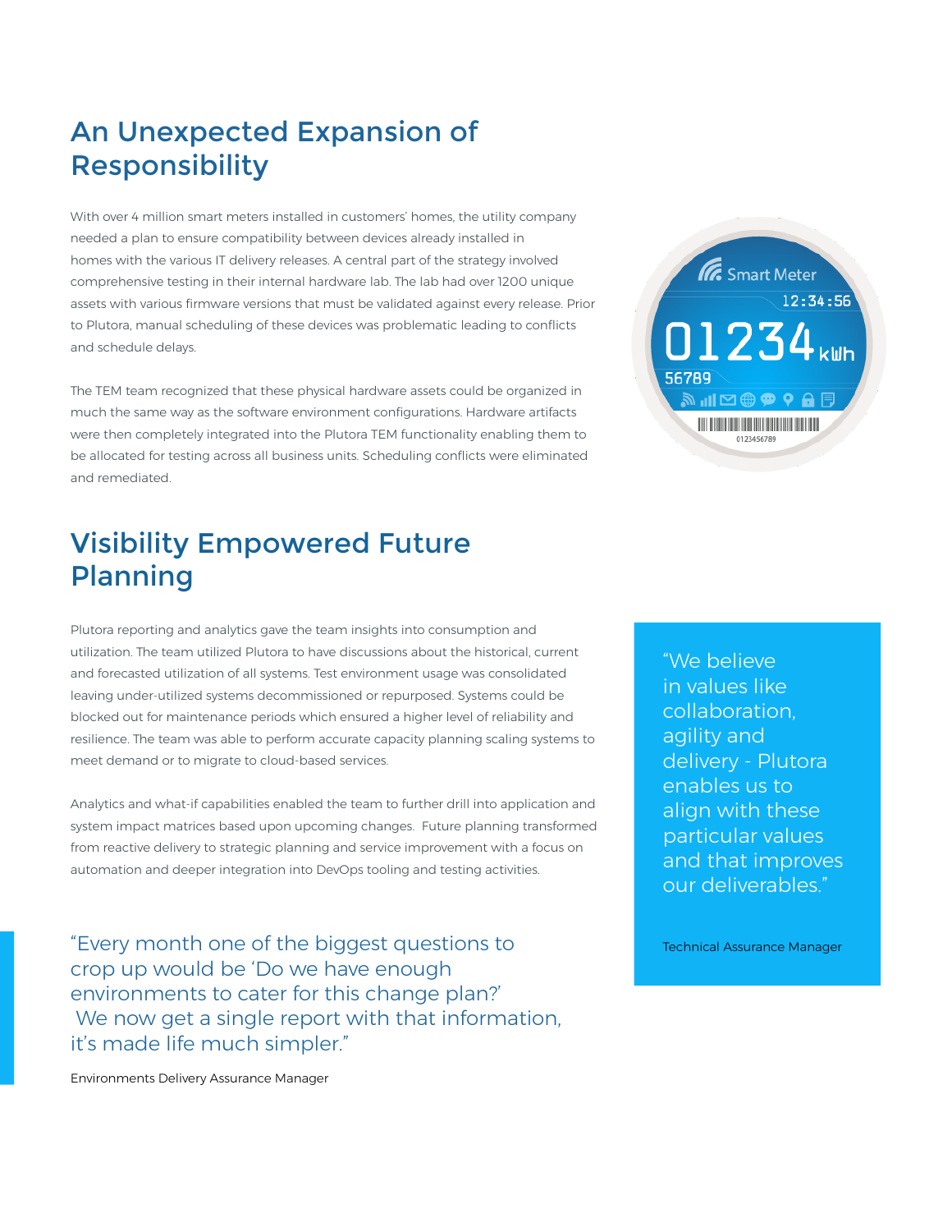## An Unexpected Expansion of Responsibility

With over 4 million smart meters installed in customers' homes, the utility company needed a plan to ensure compatibility between devices already installed in homes with the various IT delivery releases. A central part of the strategy involved comprehensive testing in their internal hardware lab. The lab had over 1200 unique assets with various firmware versions that must be validated against every release. Prior to Plutora, manual scheduling of these devices was problematic leading to conflicts and schedule delays.

The TEM team recognized that these physical hardware assets could be organized in much the same way as the software environment configurations. Hardware artifacts were then completely integrated into the Plutora TEM functionality enabling them to be allocated for testing across all business units. Scheduling conflicts were eliminated and remediated.

## Visibility Empowered Future Planning

Plutora reporting and analytics gave the team insights into consumption and utilization. The team utilized Plutora to have discussions about the historical, current and forecasted utilization of all systems. Test environment usage was consolidated leaving under-utilized systems decommissioned or repurposed. Systems could be blocked out for maintenance periods which ensured a higher level of reliability and resilience. The team was able to perform accurate capacity planning scaling systems to meet demand or to migrate to cloud-based services.

Analytics and what-if capabilities enabled the team to further drill into application and system impact matrices based upon upcoming changes. Future planning transformed from reactive delivery to strategic planning and service improvement with a focus on automation and deeper integration into DevOps tooling and testing activities.

"Every month one of the biggest questions to crop up would be 'Do we have enough environments to cater for this change plan?' We now get a single report with that information, it's made life much simpler."

Environments Delivery Assurance Manager

"We believe in values like collaboration, agility and delivery - Plutora enables us to align with these particular values and that improves our deliverables."

Technical Assurance Manager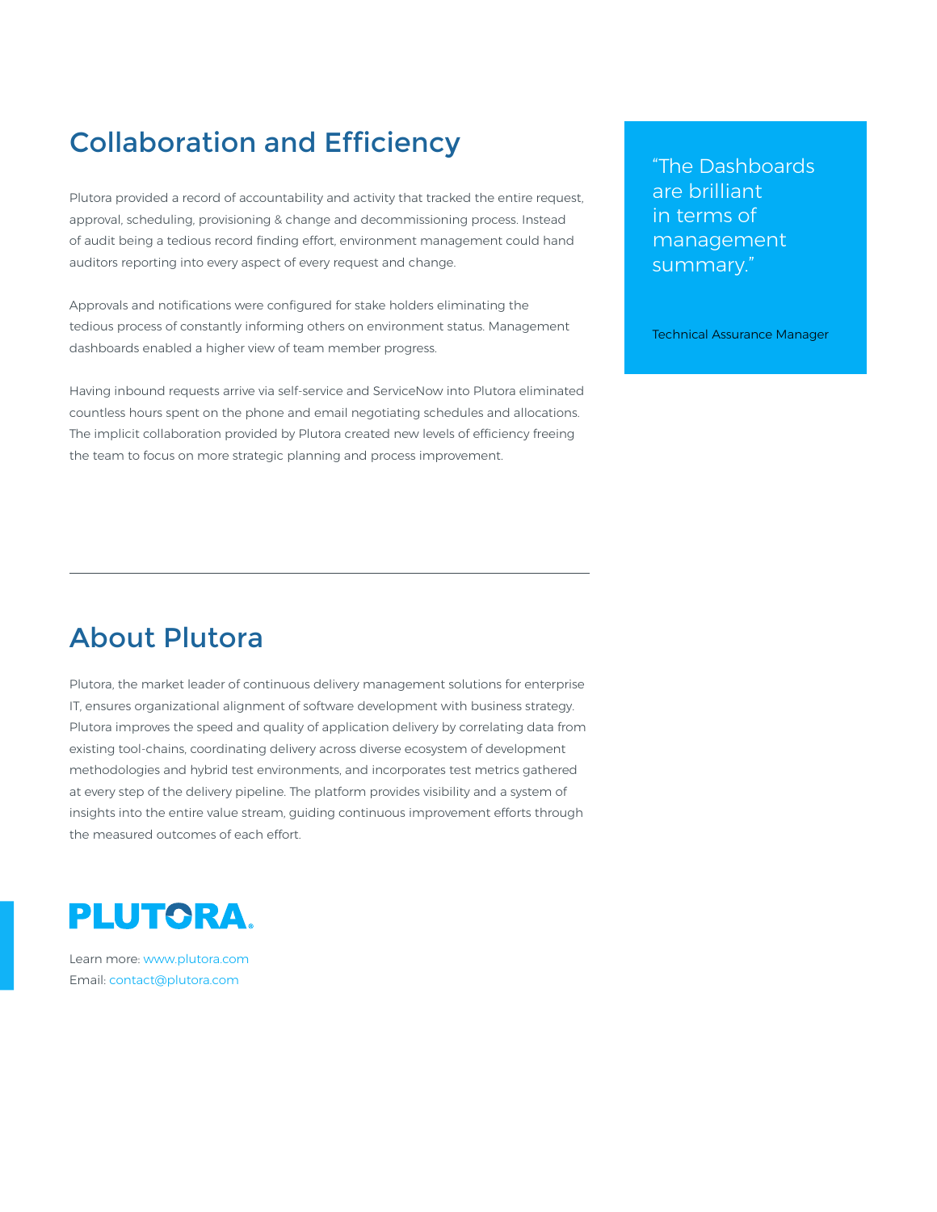## Collaboration and Efficiency

Plutora provided a record of accountability and activity that tracked the entire request, approval, scheduling, provisioning & change and decommissioning process. Instead of audit being a tedious record finding effort, environment management could hand auditors reporting into every aspect of every request and change.

Approvals and notifications were configured for stake holders eliminating the tedious process of constantly informing others on environment status. Management dashboards enabled a higher view of team member progress.

Having inbound requests arrive via self-service and ServiceNow into Plutora eliminated countless hours spent on the phone and email negotiating schedules and allocations. The implicit collaboration provided by Plutora created new levels of efficiency freeing the team to focus on more strategic planning and process improvement.

> "The Dashboards are brilliant in terms of management summary."
>
> Technical Assurance Manager

---

## About Plutora

Plutora, the market leader of continuous delivery management solutions for enterprise IT, ensures organizational alignment of software development with business strategy. Plutora improves the speed and quality of application delivery by correlating data from existing tool-chains, coordinating delivery across diverse ecosystem of development methodologies and hybrid test environments, and incorporates test metrics gathered at every step of the delivery pipeline. The platform provides visibility and a system of insights into the entire value stream, guiding continuous improvement efforts through the measured outcomes of each effort.

**PLUTORA**

Learn more: www.plutora.com
Email: contact@plutora.com